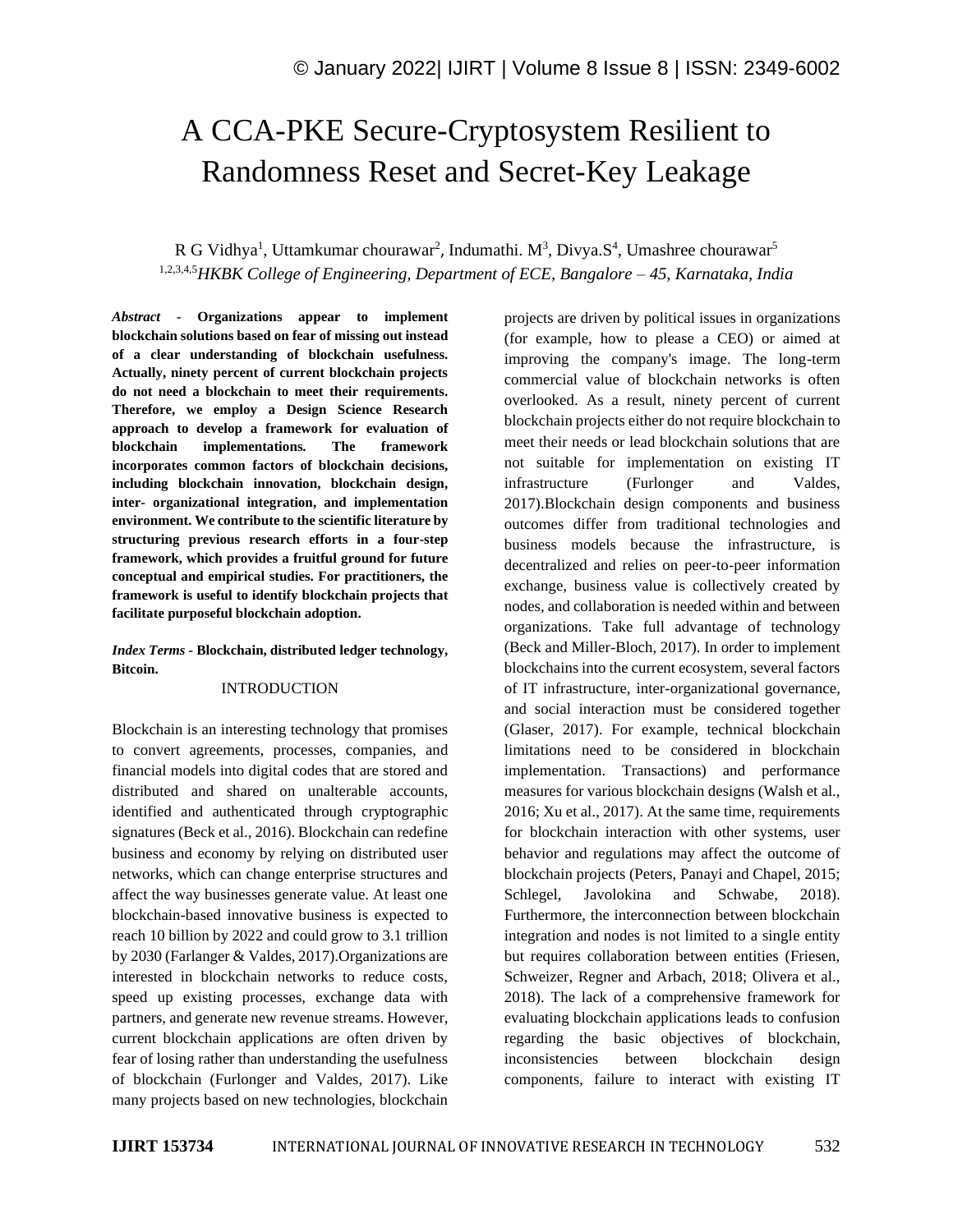# A CCA-PKE Secure-Cryptosystem Resilient to Randomness Reset and Secret-Key Leakage

R G Vidhya[1], Uttamkumar chourawar[2], Indumathi. M[3], Divya.S[4], Umashree chourawar[5]

[1,2,3,4,5]*HKBK College of Engineering, Department of ECE, Bangalore – 45, Karnataka, India*

***Abstract* - Organizations appear to implement blockchain solutions based on fear of missing out instead of a clear understanding of blockchain usefulness. Actually, ninety percent of current blockchain projects do not need a blockchain to meet their requirements. Therefore, we employ a Design Science Research approach to develop a framework for evaluation of blockchain implementations. The framework incorporates common factors of blockchain decisions, including blockchain innovation, blockchain design, inter- organizational integration, and implementation environment. We contribute to the scientific literature by structuring previous research efforts in a four-step framework, which provides a fruitful ground for future conceptual and empirical studies. For practitioners, the framework is useful to identify blockchain projects that facilitate purposeful blockchain adoption.**

***Index Terms* - Blockchain, distributed ledger technology, Bitcoin.**

## INTRODUCTION

Blockchain is an interesting technology that promises to convert agreements, processes, companies, and financial models into digital codes that are stored and distributed and shared on unalterable accounts, identified and authenticated through cryptographic signatures (Beck et al., 2016). Blockchain can redefine business and economy by relying on distributed user networks, which can change enterprise structures and affect the way businesses generate value. At least one blockchain-based innovative business is expected to reach 10 billion by 2022 and could grow to 3.1 trillion by 2030 (Farlanger & Valdes, 2017).Organizations are interested in blockchain networks to reduce costs, speed up existing processes, exchange data with partners, and generate new revenue streams. However, current blockchain applications are often driven by fear of losing rather than understanding the usefulness of blockchain (Furlonger and Valdes, 2017). Like many projects based on new technologies, blockchain projects are driven by political issues in organizations (for example, how to please a CEO) or aimed at improving the company's image. The long-term commercial value of blockchain networks is often overlooked. As a result, ninety percent of current blockchain projects either do not require blockchain to meet their needs or lead blockchain solutions that are not suitable for implementation on existing IT infrastructure (Furlonger and Valdes, 2017).Blockchain design components and business outcomes differ from traditional technologies and business models because the infrastructure, is decentralized and relies on peer-to-peer information exchange, business value is collectively created by nodes, and collaboration is needed within and between organizations. Take full advantage of technology (Beck and Miller-Bloch, 2017). In order to implement blockchains into the current ecosystem, several factors of IT infrastructure, inter-organizational governance, and social interaction must be considered together (Glaser, 2017). For example, technical blockchain limitations need to be considered in blockchain implementation. Transactions) and performance measures for various blockchain designs (Walsh et al., 2016; Xu et al., 2017). At the same time, requirements for blockchain interaction with other systems, user behavior and regulations may affect the outcome of blockchain projects (Peters, Panayi and Chapel, 2015; Schlegel, Javolokina and Schwabe, 2018). Furthermore, the interconnection between blockchain integration and nodes is not limited to a single entity but requires collaboration between entities (Friesen, Schweizer, Regner and Arbach, 2018; Olivera et al., 2018). The lack of a comprehensive framework for evaluating blockchain applications leads to confusion regarding the basic objectives of blockchain, inconsistencies between blockchain design components, failure to interact with existing IT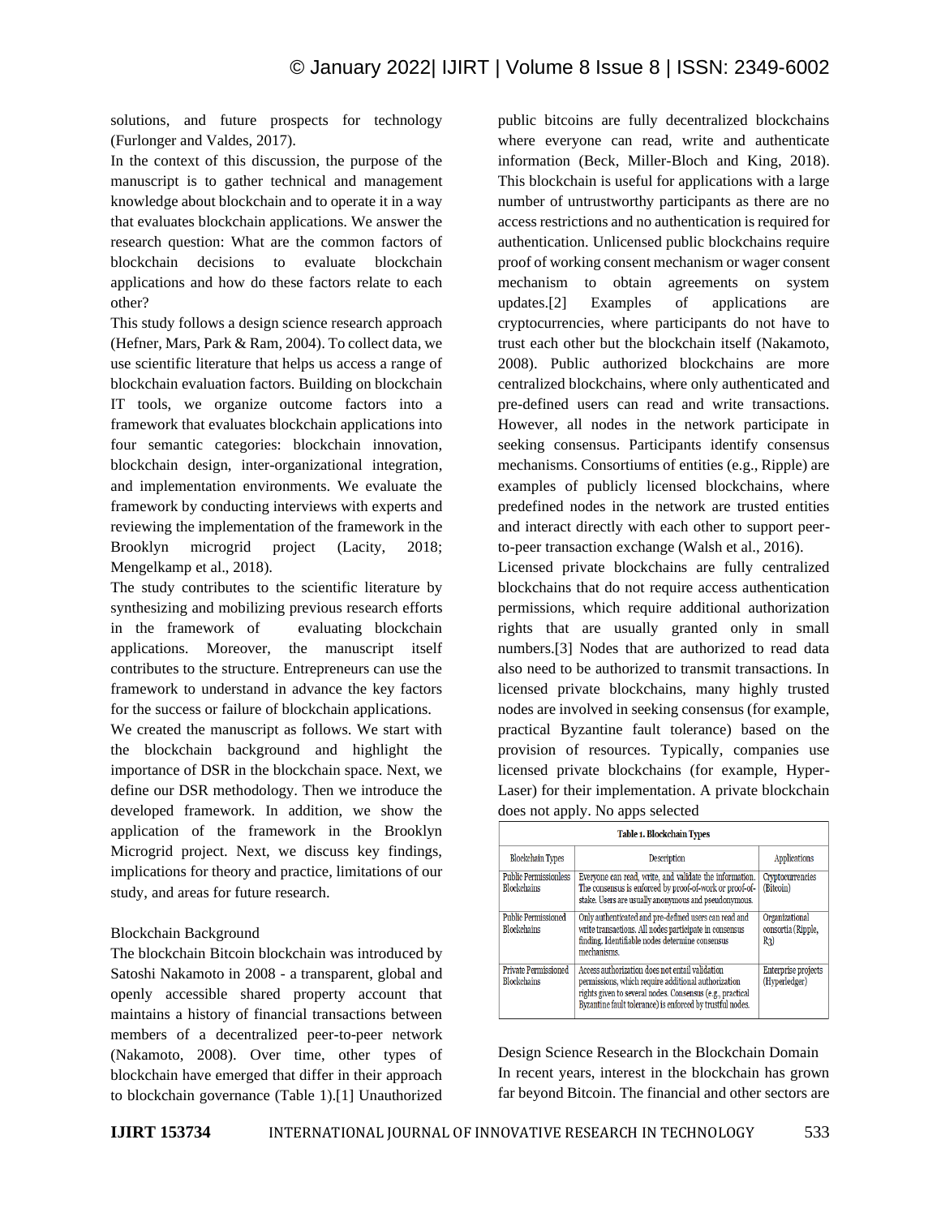solutions, and future prospects for technology (Furlonger and Valdes, 2017).

In the context of this discussion, the purpose of the manuscript is to gather technical and management knowledge about blockchain and to operate it in a way that evaluates blockchain applications. We answer the research question: What are the common factors of blockchain decisions to evaluate blockchain applications and how do these factors relate to each other?

This study follows a design science research approach (Hefner, Mars, Park & Ram, 2004). To collect data, we use scientific literature that helps us access a range of blockchain evaluation factors. Building on blockchain IT tools, we organize outcome factors into a framework that evaluates blockchain applications into four semantic categories: blockchain innovation, blockchain design, inter-organizational integration, and implementation environments. We evaluate the framework by conducting interviews with experts and reviewing the implementation of the framework in the Brooklyn microgrid project (Lacity, 2018; Mengelkamp et al., 2018).

The study contributes to the scientific literature by synthesizing and mobilizing previous research efforts in the framework of evaluating blockchain applications. Moreover, the manuscript itself contributes to the structure. Entrepreneurs can use the framework to understand in advance the key factors for the success or failure of blockchain applications.

We created the manuscript as follows. We start with the blockchain background and highlight the importance of DSR in the blockchain space. Next, we define our DSR methodology. Then we introduce the developed framework. In addition, we show the application of the framework in the Brooklyn Microgrid project. Next, we discuss key findings, implications for theory and practice, limitations of our study, and areas for future research.

## Blockchain Background

The blockchain Bitcoin blockchain was introduced by Satoshi Nakamoto in 2008 - a transparent, global and openly accessible shared property account that maintains a history of financial transactions between members of a decentralized peer-to-peer network (Nakamoto, 2008). Over time, other types of blockchain have emerged that differ in their approach to blockchain governance (Table 1).[1] Unauthorized public bitcoins are fully decentralized blockchains where everyone can read, write and authenticate information (Beck, Miller-Bloch and King, 2018). This blockchain is useful for applications with a large number of untrustworthy participants as there are no access restrictions and no authentication is required for authentication. Unlicensed public blockchains require proof of working consent mechanism or wager consent mechanism to obtain agreements on system updates.[2] Examples of applications are cryptocurrencies, where participants do not have to trust each other but the blockchain itself (Nakamoto, 2008). Public authorized blockchains are more centralized blockchains, where only authenticated and pre-defined users can read and write transactions. However, all nodes in the network participate in seeking consensus. Participants identify consensus mechanisms. Consortiums of entities (e.g., Ripple) are examples of publicly licensed blockchains, where predefined nodes in the network are trusted entities and interact directly with each other to support peer-to-peer transaction exchange (Walsh et al., 2016).

Licensed private blockchains are fully centralized blockchains that do not require access authentication permissions, which require additional authorization rights that are usually granted only in small numbers.[3] Nodes that are authorized to read data also need to be authorized to transmit transactions. In licensed private blockchains, many highly trusted nodes are involved in seeking consensus (for example, practical Byzantine fault tolerance) based on the provision of resources. Typically, companies use licensed private blockchains (for example, Hyper-Laser) for their implementation. A private blockchain does not apply. No apps selected

**Table 1. Blockchain Types**

| Blockchain Types | Description | Applications |
|---|---|---|
| Public Permissionless Blockchains | Everyone can read, write, and validate the information. The consensus is enforced by proof-of-work or proof-of-stake. Users are usually anonymous and pseudonymous. | Cryptocurrencies (Bitcoin) |
| Public Permissioned Blockchains | Only authenticated and pre-defined users can read and write transactions. All nodes participate in consensus finding. Identifiable nodes determine consensus mechanisms. | Organizational consortia (Ripple, R3) |
| Private Permissioned Blockchains | Access authorization does not entail validation permissions, which require additional authorization rights given to several nodes. Consensus (e.g., practical Byzantine fault tolerance) is enforced by trustful nodes. | Enterprise projects (Hyperledger) |

## Design Science Research in the Blockchain Domain

In recent years, interest in the blockchain has grown far beyond Bitcoin. The financial and other sectors are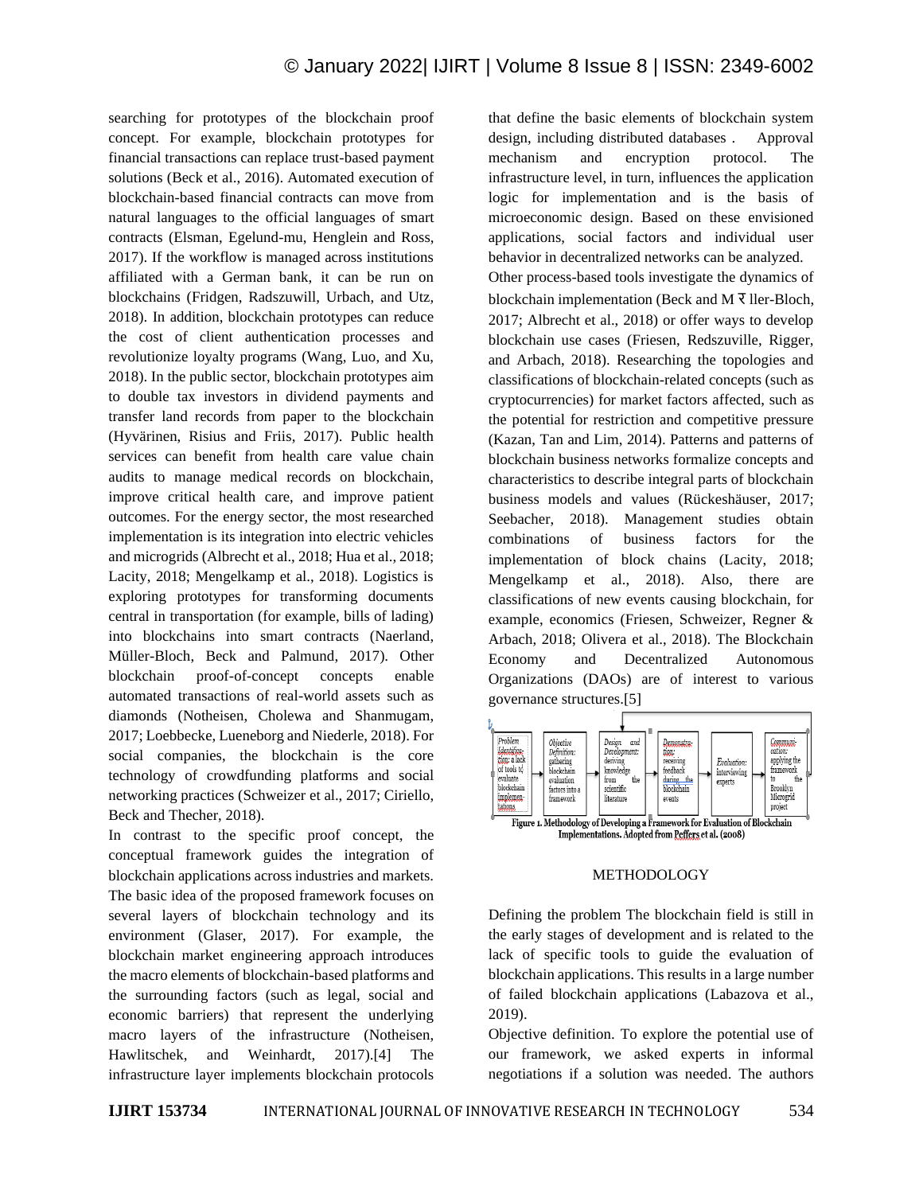searching for prototypes of the blockchain proof concept. For example, blockchain prototypes for financial transactions can replace trust-based payment solutions (Beck et al., 2016). Automated execution of blockchain-based financial contracts can move from natural languages to the official languages of smart contracts (Elsman, Egelund-mu, Henglein and Ross, 2017). If the workflow is managed across institutions affiliated with a German bank, it can be run on blockchains (Fridgen, Radszuwill, Urbach, and Utz, 2018). In addition, blockchain prototypes can reduce the cost of client authentication processes and revolutionize loyalty programs (Wang, Luo, and Xu, 2018). In the public sector, blockchain prototypes aim to double tax investors in dividend payments and transfer land records from paper to the blockchain (Hyvärinen, Risius and Friis, 2017). Public health services can benefit from health care value chain audits to manage medical records on blockchain, improve critical health care, and improve patient outcomes. For the energy sector, the most researched implementation is its integration into electric vehicles and microgrids (Albrecht et al., 2018; Hua et al., 2018; Lacity, 2018; Mengelkamp et al., 2018). Logistics is exploring prototypes for transforming documents central in transportation (for example, bills of lading) into blockchains into smart contracts (Naerland, Müller-Bloch, Beck and Palmund, 2017). Other blockchain proof-of-concept concepts enable automated transactions of real-world assets such as diamonds (Notheisen, Cholewa and Shanmugam, 2017; Loebbecke, Lueneborg and Niederle, 2018). For social companies, the blockchain is the core technology of crowdfunding platforms and social networking practices (Schweizer et al., 2017; Ciriello, Beck and Thecher, 2018).

In contrast to the specific proof concept, the conceptual framework guides the integration of blockchain applications across industries and markets. The basic idea of the proposed framework focuses on several layers of blockchain technology and its environment (Glaser, 2017). For example, the blockchain market engineering approach introduces the macro elements of blockchain-based platforms and the surrounding factors (such as legal, social and economic barriers) that represent the underlying macro layers of the infrastructure (Notheisen, Hawlitschek, and Weinhardt, 2017).[4] The infrastructure layer implements blockchain protocols that define the basic elements of blockchain system design, including distributed databases . Approval mechanism and encryption protocol. The infrastructure level, in turn, influences the application logic for implementation and is the basis of microeconomic design. Based on these envisioned applications, social factors and individual user behavior in decentralized networks can be analyzed.

Other process-based tools investigate the dynamics of blockchain implementation (Beck and M ₹ ller-Bloch, 2017; Albrecht et al., 2018) or offer ways to develop blockchain use cases (Friesen, Redszuville, Rigger, and Arbach, 2018). Researching the topologies and classifications of blockchain-related concepts (such as cryptocurrencies) for market factors affected, such as the potential for restriction and competitive pressure (Kazan, Tan and Lim, 2014). Patterns and patterns of blockchain business networks formalize concepts and characteristics to describe integral parts of blockchain business models and values (Rückeshäuser, 2017; Seebacher, 2018). Management studies obtain combinations of business factors for the implementation of block chains (Lacity, 2018; Mengelkamp et al., 2018). Also, there are classifications of new events causing blockchain, for example, economics (Friesen, Schweizer, Regner & Arbach, 2018; Olivera et al., 2018). The Blockchain Economy and Decentralized Autonomous Organizations (DAOs) are of interest to various governance structures.[5]

| Problem Identification: a lack of tools to evaluate blockchain implementations | → | Objective Definition: gathering blockchain evaluation factors into a framework | → | Design and Development: deriving knowledge from the scientific literature | → | Demonstration: receiving feedback during the blockchain events | → | Evaluation: interviewing experts | → | Communication: applying the framework to the Brooklyn Microgrid project |
|---|---|---|---|---|---|---|---|---|---|---|

Figure 1. Methodology of Developing a Framework for Evaluation of Blockchain Implementations. Adopted from Peffers et al. (2008)

## METHODOLOGY

Defining the problem The blockchain field is still in the early stages of development and is related to the lack of specific tools to guide the evaluation of blockchain applications. This results in a large number of failed blockchain applications (Labazova et al., 2019).

Objective definition. To explore the potential use of our framework, we asked experts in informal negotiations if a solution was needed. The authors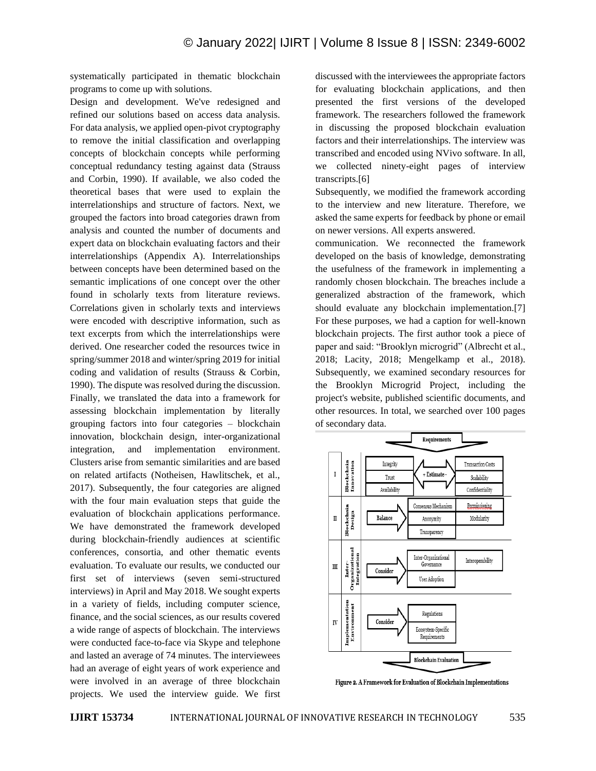systematically participated in thematic blockchain programs to come up with solutions.

Design and development. We've redesigned and refined our solutions based on access data analysis. For data analysis, we applied open-pivot cryptography to remove the initial classification and overlapping concepts of blockchain concepts while performing conceptual redundancy testing against data (Strauss and Corbin, 1990). If available, we also coded the theoretical bases that were used to explain the interrelationships and structure of factors. Next, we grouped the factors into broad categories drawn from analysis and counted the number of documents and expert data on blockchain evaluating factors and their interrelationships (Appendix A). Interrelationships between concepts have been determined based on the semantic implications of one concept over the other found in scholarly texts from literature reviews. Correlations given in scholarly texts and interviews were encoded with descriptive information, such as text excerpts from which the interrelationships were derived. One researcher coded the resources twice in spring/summer 2018 and winter/spring 2019 for initial coding and validation of results (Strauss & Corbin, 1990). The dispute was resolved during the discussion. Finally, we translated the data into a framework for assessing blockchain implementation by literally grouping factors into four categories – blockchain innovation, blockchain design, inter-organizational integration, and implementation environment. Clusters arise from semantic similarities and are based on related artifacts (Notheisen, Hawlitschek, et al., 2017). Subsequently, the four categories are aligned with the four main evaluation steps that guide the evaluation of blockchain applications performance. We have demonstrated the framework developed during blockchain-friendly audiences at scientific conferences, consortia, and other thematic events evaluation. To evaluate our results, we conducted our first set of interviews (seven semi-structured interviews) in April and May 2018. We sought experts in a variety of fields, including computer science, finance, and the social sciences, as our results covered a wide range of aspects of blockchain. The interviews were conducted face-to-face via Skype and telephone and lasted an average of 74 minutes. The interviewees had an average of eight years of work experience and were involved in an average of three blockchain projects. We used the interview guide. We first discussed with the interviewees the appropriate factors for evaluating blockchain applications, and then presented the first versions of the developed framework. The researchers followed the framework in discussing the proposed blockchain evaluation factors and their interrelationships. The interview was transcribed and encoded using NVivo software. In all, we collected ninety-eight pages of interview transcripts.[6]

Subsequently, we modified the framework according to the interview and new literature. Therefore, we asked the same experts for feedback by phone or email on newer versions. All experts answered.

communication. We reconnected the framework developed on the basis of knowledge, demonstrating the usefulness of the framework in implementing a randomly chosen blockchain. The breaches include a generalized abstraction of the framework, which should evaluate any blockchain implementation.[7] For these purposes, we had a caption for well-known blockchain projects. The first author took a piece of paper and said: "Brooklyn microgrid" (Albrecht et al., 2018; Lacity, 2018; Mengelkamp et al., 2018). Subsequently, we examined secondary resources for the Brooklyn Microgrid Project, including the project's website, published scientific documents, and other resources. In total, we searched over 100 pages of secondary data.

Requirements

| | | | | |
|---|---|---|---|---|
| I | Blockchain Innovation | Integrity, Trust, Availability | + Estimate - | Transaction Costs, Scalability, Confidentiality |
| II | Blockchain Design | Balance | Consensus Mechanism, Anonymity, Transparency | Permissioning, Modularity |
| III | Inter-Organizational Integration | Consider | Inter-Organizational Governance, User Adoption | Interoperability |
| IV | Implementation Environment | Consider | Regulations, Ecosystem-Specific Requirements | |

Blockchain Evaluation

Figure 2. A Framework for Evaluation of Blockchain Implementations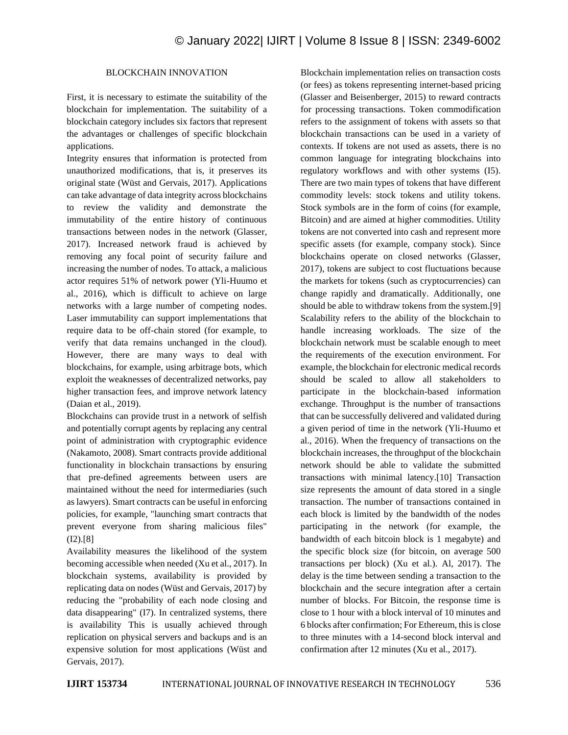## BLOCKCHAIN INNOVATION

First, it is necessary to estimate the suitability of the blockchain for implementation. The suitability of a blockchain category includes six factors that represent the advantages or challenges of specific blockchain applications.

Integrity ensures that information is protected from unauthorized modifications, that is, it preserves its original state (Wüst and Gervais, 2017). Applications can take advantage of data integrity across blockchains to review the validity and demonstrate the immutability of the entire history of continuous transactions between nodes in the network (Glasser, 2017). Increased network fraud is achieved by removing any focal point of security failure and increasing the number of nodes. To attack, a malicious actor requires 51% of network power (Yli-Huumo et al., 2016), which is difficult to achieve on large networks with a large number of competing nodes. Laser immutability can support implementations that require data to be off-chain stored (for example, to verify that data remains unchanged in the cloud). However, there are many ways to deal with blockchains, for example, using arbitrage bots, which exploit the weaknesses of decentralized networks, pay higher transaction fees, and improve network latency (Daian et al., 2019).

Blockchains can provide trust in a network of selfish and potentially corrupt agents by replacing any central point of administration with cryptographic evidence (Nakamoto, 2008). Smart contracts provide additional functionality in blockchain transactions by ensuring that pre-defined agreements between users are maintained without the need for intermediaries (such as lawyers). Smart contracts can be useful in enforcing policies, for example, "launching smart contracts that prevent everyone from sharing malicious files" (I2).[8]

Availability measures the likelihood of the system becoming accessible when needed (Xu et al., 2017). In blockchain systems, availability is provided by replicating data on nodes (Wüst and Gervais, 2017) by reducing the "probability of each node closing and data disappearing" (I7). In centralized systems, there is availability This is usually achieved through replication on physical servers and backups and is an expensive solution for most applications (Wüst and Gervais, 2017).

Blockchain implementation relies on transaction costs (or fees) as tokens representing internet-based pricing (Glasser and Beisenberger, 2015) to reward contracts for processing transactions. Token commodification refers to the assignment of tokens with assets so that blockchain transactions can be used in a variety of contexts. If tokens are not used as assets, there is no common language for integrating blockchains into regulatory workflows and with other systems (I5). There are two main types of tokens that have different commodity levels: stock tokens and utility tokens. Stock symbols are in the form of coins (for example, Bitcoin) and are aimed at higher commodities. Utility tokens are not converted into cash and represent more specific assets (for example, company stock). Since blockchains operate on closed networks (Glasser, 2017), tokens are subject to cost fluctuations because the markets for tokens (such as cryptocurrencies) can change rapidly and dramatically. Additionally, one should be able to withdraw tokens from the system.[9]

Scalability refers to the ability of the blockchain to handle increasing workloads. The size of the blockchain network must be scalable enough to meet the requirements of the execution environment. For example, the blockchain for electronic medical records should be scaled to allow all stakeholders to participate in the blockchain-based information exchange. Throughput is the number of transactions that can be successfully delivered and validated during a given period of time in the network (Yli-Huumo et al., 2016). When the frequency of transactions on the blockchain increases, the throughput of the blockchain network should be able to validate the submitted transactions with minimal latency.[10] Transaction size represents the amount of data stored in a single transaction. The number of transactions contained in each block is limited by the bandwidth of the nodes participating in the network (for example, the bandwidth of each bitcoin block is 1 megabyte) and the specific block size (for bitcoin, on average 500 transactions per block) (Xu et al.). Al, 2017). The delay is the time between sending a transaction to the blockchain and the secure integration after a certain number of blocks. For Bitcoin, the response time is close to 1 hour with a block interval of 10 minutes and 6 blocks after confirmation; For Ethereum, this is close to three minutes with a 14-second block interval and confirmation after 12 minutes (Xu et al., 2017).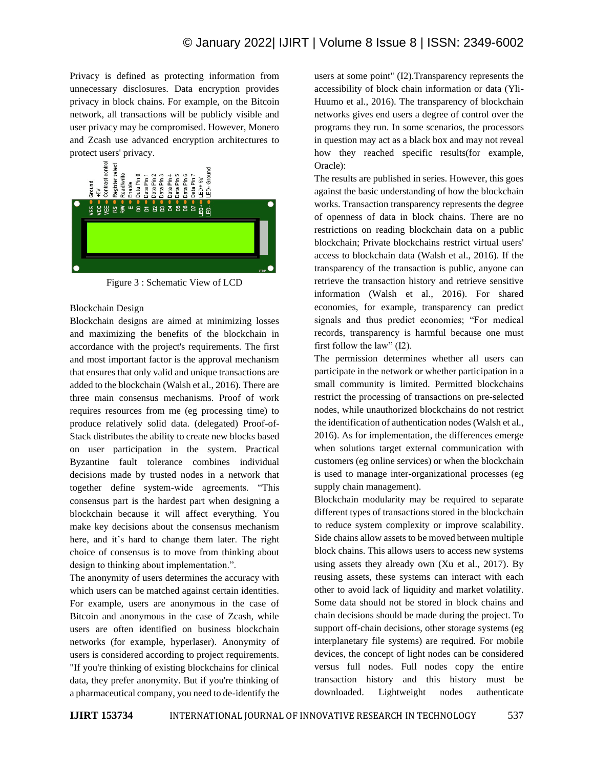Privacy is defined as protecting information from unnecessary disclosures. Data encryption provides privacy in block chains. For example, on the Bitcoin network, all transactions will be publicly visible and user privacy may be compromised. However, Monero and Zcash use advanced encryption architectures to protect users' privacy.

Figure 3 : Schematic View of LCD

Blockchain Design

Blockchain designs are aimed at minimizing losses and maximizing the benefits of the blockchain in accordance with the project's requirements. The first and most important factor is the approval mechanism that ensures that only valid and unique transactions are added to the blockchain (Walsh et al., 2016). There are three main consensus mechanisms. Proof of work requires resources from me (eg processing time) to produce relatively solid data. (delegated) Proof-of-Stack distributes the ability to create new blocks based on user participation in the system. Practical Byzantine fault tolerance combines individual decisions made by trusted nodes in a network that together define system-wide agreements. "This consensus part is the hardest part when designing a blockchain because it will affect everything. You make key decisions about the consensus mechanism here, and it's hard to change them later. The right choice of consensus is to move from thinking about design to thinking about implementation.".

The anonymity of users determines the accuracy with which users can be matched against certain identities. For example, users are anonymous in the case of Bitcoin and anonymous in the case of Zcash, while users are often identified on business blockchain networks (for example, hyperlaser). Anonymity of users is considered according to project requirements. "If you're thinking of existing blockchains for clinical data, they prefer anonymity. But if you're thinking of a pharmaceutical company, you need to de-identify the users at some point" (I2).Transparency represents the accessibility of block chain information or data (Yli-Huumo et al., 2016). The transparency of blockchain networks gives end users a degree of control over the programs they run. In some scenarios, the processors in question may act as a black box and may not reveal how they reached specific results(for example, Oracle):

The results are published in series. However, this goes against the basic understanding of how the blockchain works. Transaction transparency represents the degree of openness of data in block chains. There are no restrictions on reading blockchain data on a public blockchain; Private blockchains restrict virtual users' access to blockchain data (Walsh et al., 2016). If the transparency of the transaction is public, anyone can retrieve the transaction history and retrieve sensitive information (Walsh et al., 2016). For shared economies, for example, transparency can predict signals and thus predict economies; "For medical records, transparency is harmful because one must first follow the law" (I2).

The permission determines whether all users can participate in the network or whether participation in a small community is limited. Permitted blockchains restrict the processing of transactions on pre-selected nodes, while unauthorized blockchains do not restrict the identification of authentication nodes (Walsh et al., 2016). As for implementation, the differences emerge when solutions target external communication with customers (eg online services) or when the blockchain is used to manage inter-organizational processes (eg supply chain management).

Blockchain modularity may be required to separate different types of transactions stored in the blockchain to reduce system complexity or improve scalability. Side chains allow assets to be moved between multiple block chains. This allows users to access new systems using assets they already own (Xu et al., 2017). By reusing assets, these systems can interact with each other to avoid lack of liquidity and market volatility. Some data should not be stored in block chains and chain decisions should be made during the project. To support off-chain decisions, other storage systems (eg interplanetary file systems) are required. For mobile devices, the concept of light nodes can be considered versus full nodes. Full nodes copy the entire transaction history and this history must be downloaded. Lightweight nodes authenticate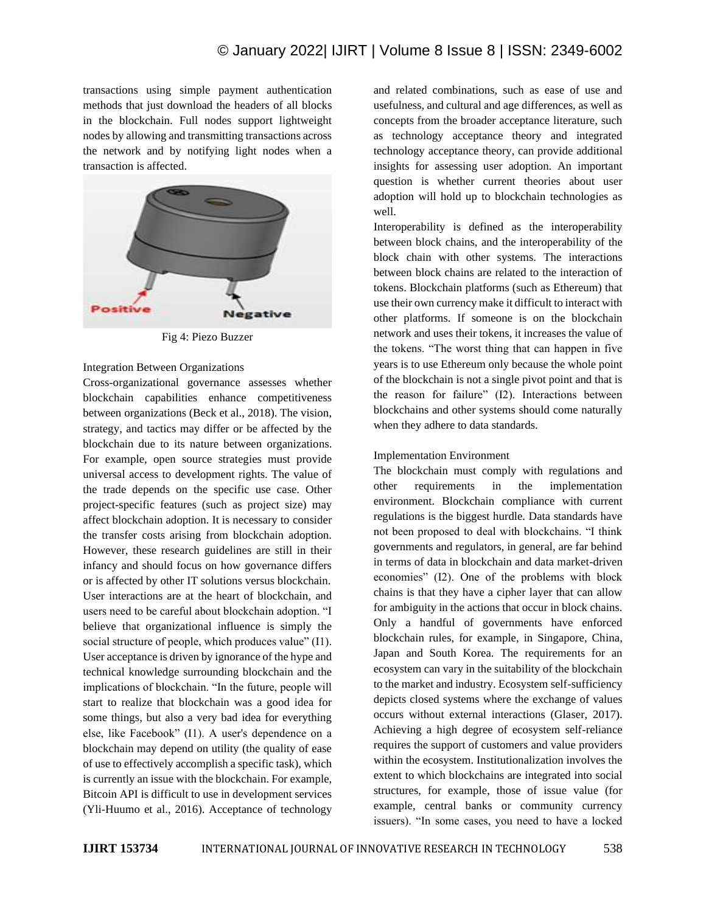transactions using simple payment authentication methods that just download the headers of all blocks in the blockchain. Full nodes support lightweight nodes by allowing and transmitting transactions across the network and by notifying light nodes when a transaction is affected.

Fig 4: Piezo Buzzer

Integration Between Organizations

Cross-organizational governance assesses whether blockchain capabilities enhance competitiveness between organizations (Beck et al., 2018). The vision, strategy, and tactics may differ or be affected by the blockchain due to its nature between organizations. For example, open source strategies must provide universal access to development rights. The value of the trade depends on the specific use case. Other project-specific features (such as project size) may affect blockchain adoption. It is necessary to consider the transfer costs arising from blockchain adoption. However, these research guidelines are still in their infancy and should focus on how governance differs or is affected by other IT solutions versus blockchain.

User interactions are at the heart of blockchain, and users need to be careful about blockchain adoption. "I believe that organizational influence is simply the social structure of people, which produces value" (I1). User acceptance is driven by ignorance of the hype and technical knowledge surrounding blockchain and the implications of blockchain. "In the future, people will start to realize that blockchain was a good idea for some things, but also a very bad idea for everything else, like Facebook" (I1). A user's dependence on a blockchain may depend on utility (the quality of ease of use to effectively accomplish a specific task), which is currently an issue with the blockchain. For example, Bitcoin API is difficult to use in development services (Yli-Huumo et al., 2016). Acceptance of technology and related combinations, such as ease of use and usefulness, and cultural and age differences, as well as concepts from the broader acceptance literature, such as technology acceptance theory and integrated technology acceptance theory, can provide additional insights for assessing user adoption. An important question is whether current theories about user adoption will hold up to blockchain technologies as well.

Interoperability is defined as the interoperability between block chains, and the interoperability of the block chain with other systems. The interactions between block chains are related to the interaction of tokens. Blockchain platforms (such as Ethereum) that use their own currency make it difficult to interact with other platforms. If someone is on the blockchain network and uses their tokens, it increases the value of the tokens. "The worst thing that can happen in five years is to use Ethereum only because the whole point of the blockchain is not a single pivot point and that is the reason for failure" (I2). Interactions between blockchains and other systems should come naturally when they adhere to data standards.

Implementation Environment

The blockchain must comply with regulations and other requirements in the implementation environment. Blockchain compliance with current regulations is the biggest hurdle. Data standards have not been proposed to deal with blockchains. "I think governments and regulators, in general, are far behind in terms of data in blockchain and data market-driven economies" (I2). One of the problems with block chains is that they have a cipher layer that can allow for ambiguity in the actions that occur in block chains. Only a handful of governments have enforced blockchain rules, for example, in Singapore, China, Japan and South Korea. The requirements for an ecosystem can vary in the suitability of the blockchain to the market and industry. Ecosystem self-sufficiency depicts closed systems where the exchange of values occurs without external interactions (Glaser, 2017). Achieving a high degree of ecosystem self-reliance requires the support of customers and value providers within the ecosystem. Institutionalization involves the extent to which blockchains are integrated into social structures, for example, those of issue value (for example, central banks or community currency issuers). "In some cases, you need to have a locked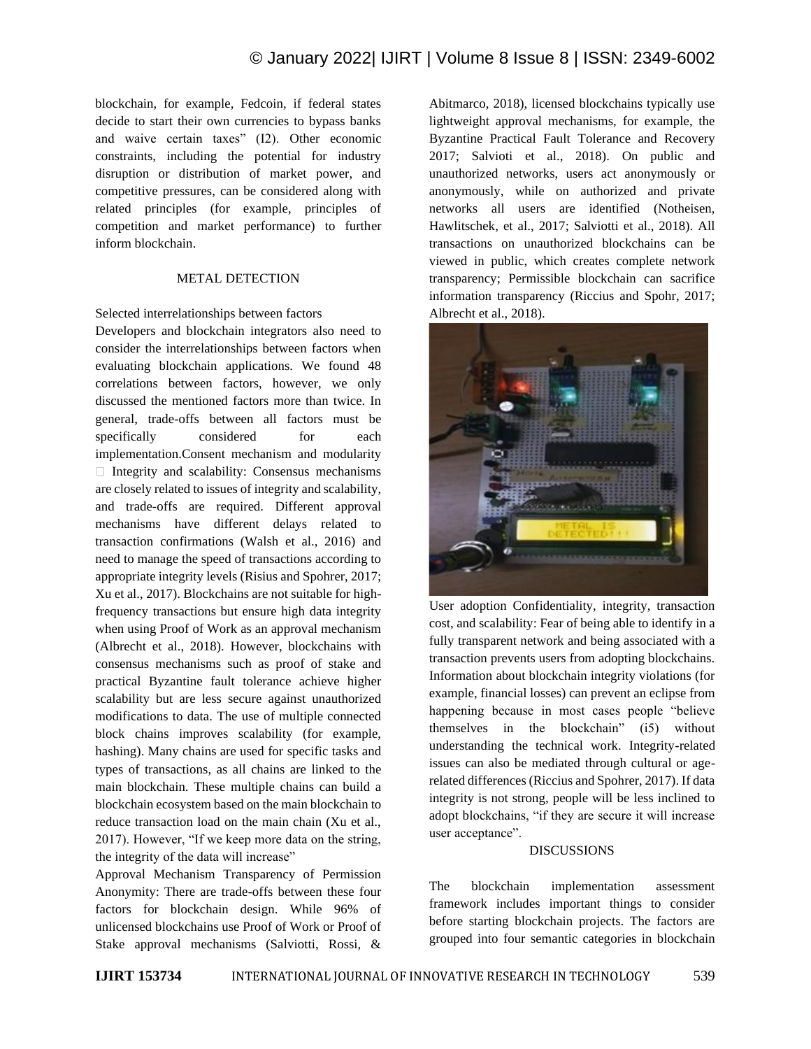blockchain, for example, Fedcoin, if federal states decide to start their own currencies to bypass banks and waive certain taxes" (I2). Other economic constraints, including the potential for industry disruption or distribution of market power, and competitive pressures, can be considered along with related principles (for example, principles of competition and market performance) to further inform blockchain.

## METAL DETECTION

Selected interrelationships between factors

Developers and blockchain integrators also need to consider the interrelationships between factors when evaluating blockchain applications. We found 48 correlations between factors, however, we only discussed the mentioned factors more than twice. In general, trade-offs between all factors must be specifically considered for each implementation.Consent mechanism and modularity

-  Integrity and scalability: Consensus mechanisms are closely related to issues of integrity and scalability, and trade-offs are required. Different approval mechanisms have different delays related to transaction confirmations (Walsh et al., 2016) and need to manage the speed of transactions according to appropriate integrity levels (Risius and Spohrer, 2017; Xu et al., 2017). Blockchains are not suitable for high-frequency transactions but ensure high data integrity when using Proof of Work as an approval mechanism (Albrecht et al., 2018). However, blockchains with consensus mechanisms such as proof of stake and practical Byzantine fault tolerance achieve higher scalability but are less secure against unauthorized modifications to data. The use of multiple connected block chains improves scalability (for example, hashing). Many chains are used for specific tasks and types of transactions, as all chains are linked to the main blockchain. These multiple chains can build a blockchain ecosystem based on the main blockchain to reduce transaction load on the main chain (Xu et al., 2017). However, "If we keep more data on the string, the integrity of the data will increase"

Approval Mechanism Transparency of Permission Anonymity: There are trade-offs between these four factors for blockchain design. While 96% of unlicensed blockchains use Proof of Work or Proof of Stake approval mechanisms (Salviotti, Rossi, & Abitmarco, 2018), licensed blockchains typically use lightweight approval mechanisms, for example, the Byzantine Practical Fault Tolerance and Recovery 2017; Salvioti et al., 2018). On public and unauthorized networks, users act anonymously or anonymously, while on authorized and private networks all users are identified (Notheisen, Hawlitschek, et al., 2017; Salviotti et al., 2018). All transactions on unauthorized blockchains can be viewed in public, which creates complete network transparency; Permissible blockchain can sacrifice information transparency (Riccius and Spohr, 2017; Albrecht et al., 2018).

User adoption Confidentiality, integrity, transaction cost, and scalability: Fear of being able to identify in a fully transparent network and being associated with a transaction prevents users from adopting blockchains. Information about blockchain integrity violations (for example, financial losses) can prevent an eclipse from happening because in most cases people "believe themselves in the blockchain" (i5) without understanding the technical work. Integrity-related issues can also be mediated through cultural or age-related differences (Riccius and Spohrer, 2017). If data integrity is not strong, people will be less inclined to adopt blockchains, "if they are secure it will increase user acceptance".

## DISCUSSIONS

The blockchain implementation assessment framework includes important things to consider before starting blockchain projects. The factors are grouped into four semantic categories in blockchain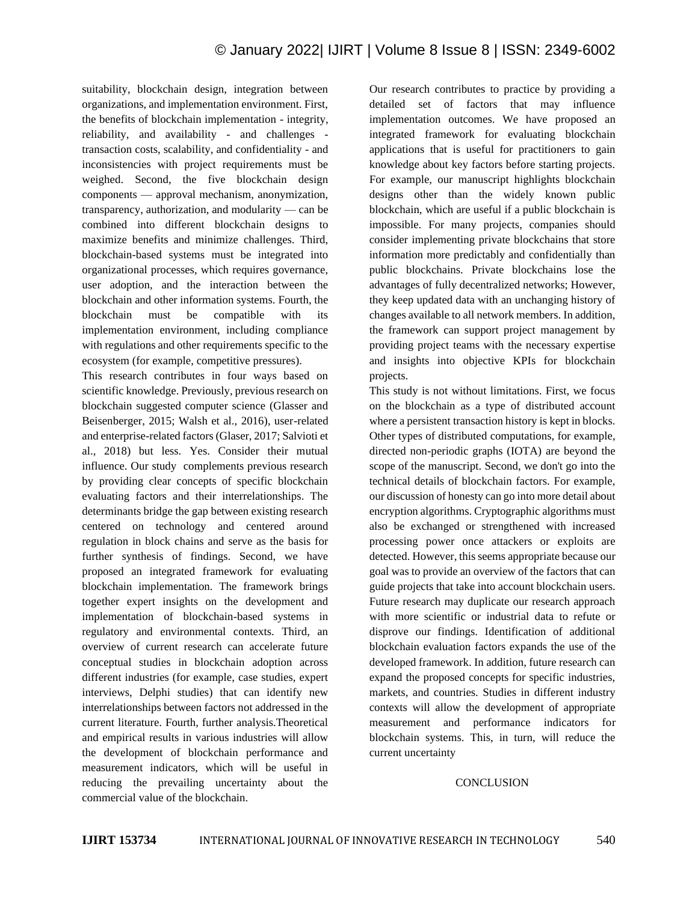suitability, blockchain design, integration between organizations, and implementation environment. First, the benefits of blockchain implementation - integrity, reliability, and availability - and challenges - transaction costs, scalability, and confidentiality - and inconsistencies with project requirements must be weighed. Second, the five blockchain design components — approval mechanism, anonymization, transparency, authorization, and modularity — can be combined into different blockchain designs to maximize benefits and minimize challenges. Third, blockchain-based systems must be integrated into organizational processes, which requires governance, user adoption, and the interaction between the blockchain and other information systems. Fourth, the blockchain must be compatible with its implementation environment, including compliance with regulations and other requirements specific to the ecosystem (for example, competitive pressures).

This research contributes in four ways based on scientific knowledge. Previously, previous research on blockchain suggested computer science (Glasser and Beisenberger, 2015; Walsh et al., 2016), user-related and enterprise-related factors (Glaser, 2017; Salvioti et al., 2018) but less. Yes. Consider their mutual influence. Our study complements previous research by providing clear concepts of specific blockchain evaluating factors and their interrelationships. The determinants bridge the gap between existing research centered on technology and centered around regulation in block chains and serve as the basis for further synthesis of findings. Second, we have proposed an integrated framework for evaluating blockchain implementation. The framework brings together expert insights on the development and implementation of blockchain-based systems in regulatory and environmental contexts. Third, an overview of current research can accelerate future conceptual studies in blockchain adoption across different industries (for example, case studies, expert interviews, Delphi studies) that can identify new interrelationships between factors not addressed in the current literature. Fourth, further analysis.Theoretical and empirical results in various industries will allow the development of blockchain performance and measurement indicators, which will be useful in reducing the prevailing uncertainty about the commercial value of the blockchain.

Our research contributes to practice by providing a detailed set of factors that may influence implementation outcomes. We have proposed an integrated framework for evaluating blockchain applications that is useful for practitioners to gain knowledge about key factors before starting projects. For example, our manuscript highlights blockchain designs other than the widely known public blockchain, which are useful if a public blockchain is impossible. For many projects, companies should consider implementing private blockchains that store information more predictably and confidentially than public blockchains. Private blockchains lose the advantages of fully decentralized networks; However, they keep updated data with an unchanging history of changes available to all network members. In addition, the framework can support project management by providing project teams with the necessary expertise and insights into objective KPIs for blockchain projects.

This study is not without limitations. First, we focus on the blockchain as a type of distributed account where a persistent transaction history is kept in blocks. Other types of distributed computations, for example, directed non-periodic graphs (IOTA) are beyond the scope of the manuscript. Second, we don't go into the technical details of blockchain factors. For example, our discussion of honesty can go into more detail about encryption algorithms. Cryptographic algorithms must also be exchanged or strengthened with increased processing power once attackers or exploits are detected. However, this seems appropriate because our goal was to provide an overview of the factors that can guide projects that take into account blockchain users. Future research may duplicate our research approach with more scientific or industrial data to refute or disprove our findings. Identification of additional blockchain evaluation factors expands the use of the developed framework. In addition, future research can expand the proposed concepts for specific industries, markets, and countries. Studies in different industry contexts will allow the development of appropriate measurement and performance indicators for blockchain systems. This, in turn, will reduce the current uncertainty

## CONCLUSION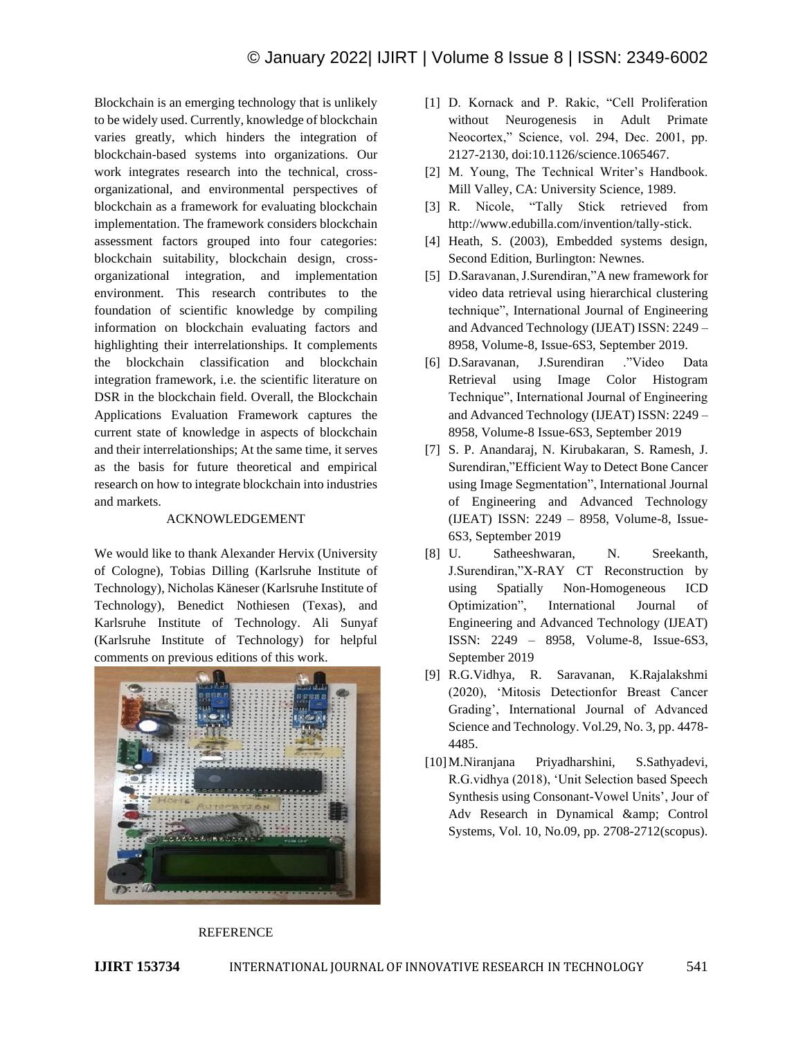Blockchain is an emerging technology that is unlikely to be widely used. Currently, knowledge of blockchain varies greatly, which hinders the integration of blockchain-based systems into organizations. Our work integrates research into the technical, cross-organizational, and environmental perspectives of blockchain as a framework for evaluating blockchain implementation. The framework considers blockchain assessment factors grouped into four categories: blockchain suitability, blockchain design, cross-organizational integration, and implementation environment. This research contributes to the foundation of scientific knowledge by compiling information on blockchain evaluating factors and highlighting their interrelationships. It complements the blockchain classification and blockchain integration framework, i.e. the scientific literature on DSR in the blockchain field. Overall, the Blockchain Applications Evaluation Framework captures the current state of knowledge in aspects of blockchain and their interrelationships; At the same time, it serves as the basis for future theoretical and empirical research on how to integrate blockchain into industries and markets.

## ACKNOWLEDGEMENT

We would like to thank Alexander Hervix (University of Cologne), Tobias Dilling (Karlsruhe Institute of Technology), Nicholas Käneser (Karlsruhe Institute of Technology), Benedict Nothiesen (Texas), and Karlsruhe Institute of Technology. Ali Sunyaf (Karlsruhe Institute of Technology) for helpful comments on previous editions of this work.

## REFERENCE

[1] D. Kornack and P. Rakic, "Cell Proliferation without Neurogenesis in Adult Primate Neocortex," Science, vol. 294, Dec. 2001, pp. 2127-2130, doi:10.1126/science.1065467.

[2] M. Young, The Technical Writer's Handbook. Mill Valley, CA: University Science, 1989.

[3] R. Nicole, "Tally Stick retrieved from http://www.edubilla.com/invention/tally-stick.

[4] Heath, S. (2003), Embedded systems design, Second Edition, Burlington: Newnes.

[5] D.Saravanan, J.Surendiran,"A new framework for video data retrieval using hierarchical clustering technique", International Journal of Engineering and Advanced Technology (IJEAT) ISSN: 2249 – 8958, Volume-8, Issue-6S3, September 2019.

[6] D.Saravanan, J.Surendiran ."Video Data Retrieval using Image Color Histogram Technique", International Journal of Engineering and Advanced Technology (IJEAT) ISSN: 2249 – 8958, Volume-8 Issue-6S3, September 2019

[7] S. P. Anandaraj, N. Kirubakaran, S. Ramesh, J. Surendiran,"Efficient Way to Detect Bone Cancer using Image Segmentation", International Journal of Engineering and Advanced Technology (IJEAT) ISSN: 2249 – 8958, Volume-8, Issue-6S3, September 2019

[8] U. Satheeshwaran, N. Sreekanth, J.Surendiran,"X-RAY CT Reconstruction by using Spatially Non-Homogeneous ICD Optimization", International Journal of Engineering and Advanced Technology (IJEAT) ISSN: 2249 – 8958, Volume-8, Issue-6S3, September 2019

[9] R.G.Vidhya, R. Saravanan, K.Rajalakshmi (2020), 'Mitosis Detectionfor Breast Cancer Grading', International Journal of Advanced Science and Technology. Vol.29, No. 3, pp. 4478-4485.

[10] M.Niranjana Priyadharshini, S.Sathyadevi, R.G.vidhya (2018), 'Unit Selection based Speech Synthesis using Consonant-Vowel Units', Jour of Adv Research in Dynamical &amp; Control Systems, Vol. 10, No.09, pp. 2708-2712(scopus).